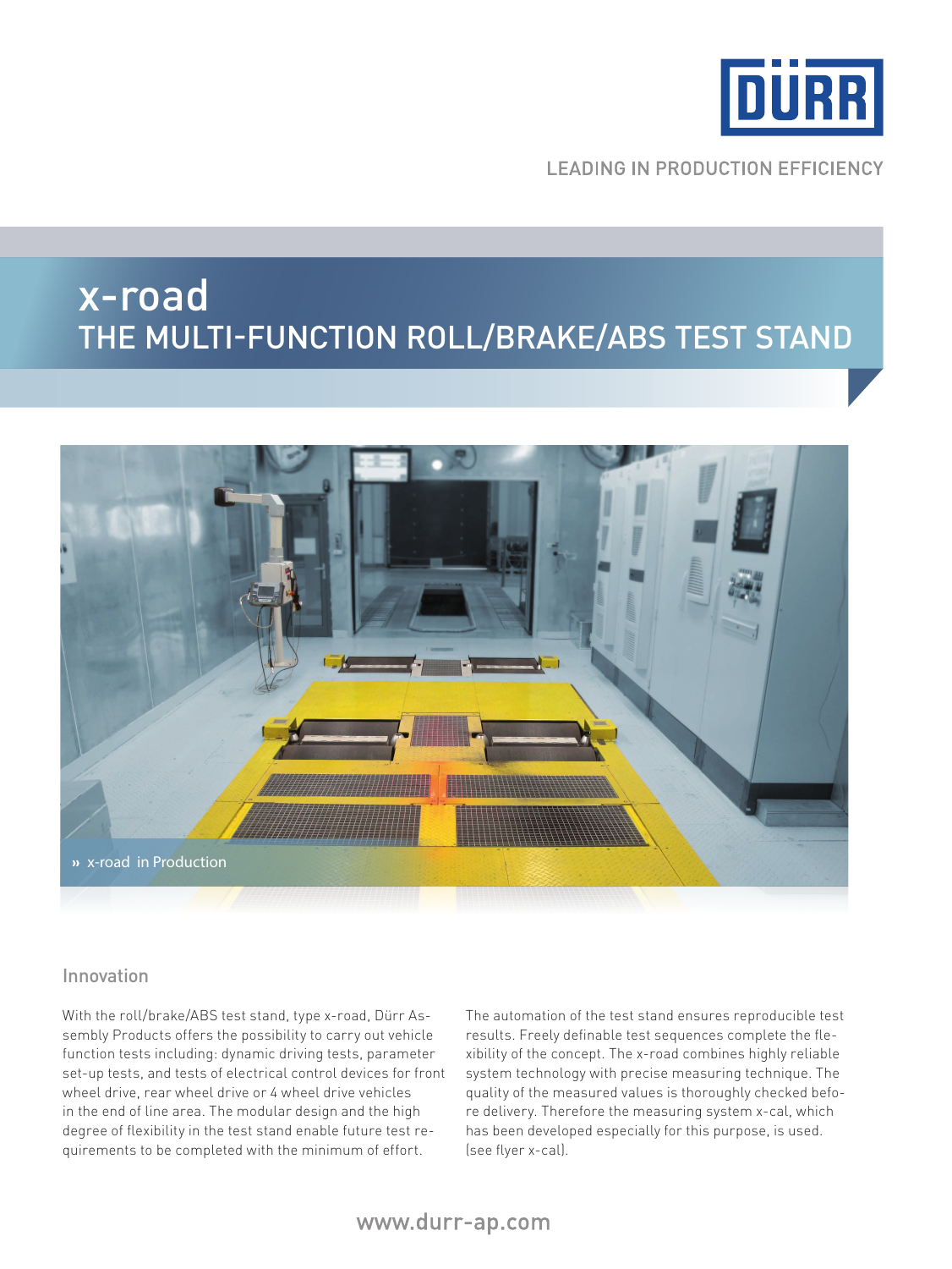DÜRR

LEADING IN PRODUCTION EFFICIENCY

# x-road
## THE MULTI-FUNCTION ROLL/BRAKE/ABS TEST STAND

» x-road in Production

### Innovation

With the roll/brake/ABS test stand, type x-road, Dürr Assembly Products offers the possibility to carry out vehicle function tests including: dynamic driving tests, parameter set-up tests, and tests of electrical control devices for front wheel drive, rear wheel drive or 4 wheel drive vehicles in the end of line area. The modular design and the high degree of flexibility in the test stand enable future test requirements to be completed with the minimum of effort.

The automation of the test stand ensures reproducible test results. Freely definable test sequences complete the flexibility of the concept. The x-road combines highly reliable system technology with precise measuring technique. The quality of the measured values is thoroughly checked before delivery. Therefore the measuring system x-cal, which has been developed especially for this purpose, is used. (see flyer x-cal).

www.durr-ap.com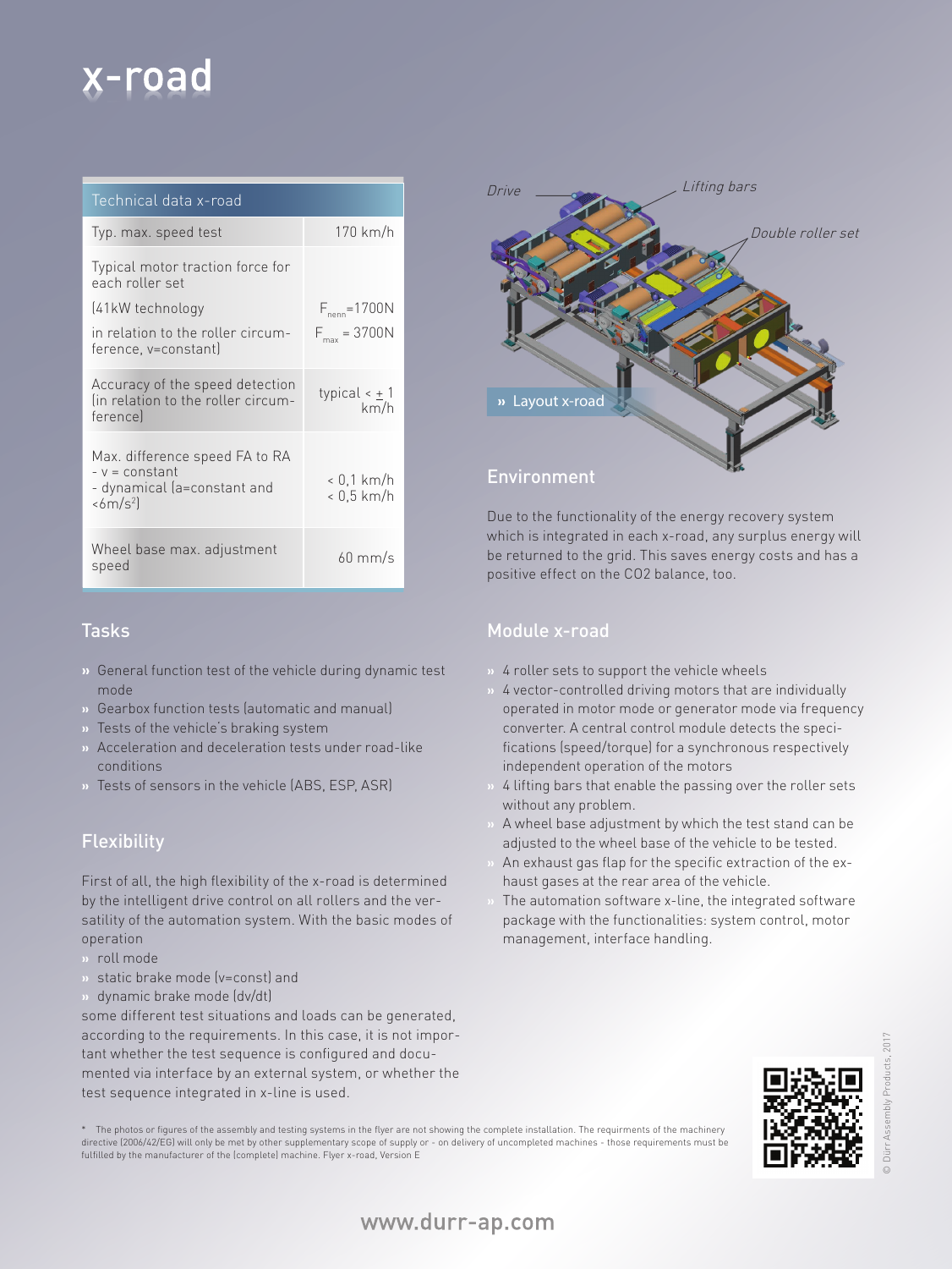# x-road

| Technical data x-road | |
|---|---|
| Typ. max. speed test | 170 km/h |
| Typical motor traction force for each roller set (41kW technology in relation to the roller circumference, v=constant) | $F_{nenn}$=1700N $F_{max}$ = 3700N |
| Accuracy of the speed detection (in relation to the roller circumference) | typical < ± 1 km/h |
| Max. difference speed FA to RA - v = constant - dynamical (a=constant and <6m/s²) | < 0,1 km/h < 0,5 km/h |
| Wheel base max. adjustment speed | 60 mm/s |

Drive

Lifting bars

Double roller set

» Layout x-road

## Tasks

- General function test of the vehicle during dynamic test mode
- Gearbox function tests (automatic and manual)
- Tests of the vehicle's braking system
- Acceleration and deceleration tests under road-like conditions
- Tests of sensors in the vehicle (ABS, ESP, ASR)

## Flexibility

First of all, the high flexibility of the x-road is determined by the intelligent drive control on all rollers and the versatility of the automation system. With the basic modes of operation

- roll mode
- static brake mode (v=const) and
- dynamic brake mode (dv/dt)

some different test situations and loads can be generated, according to the requirements. In this case, it is not important whether the test sequence is configured and documented via interface by an external system, or whether the test sequence integrated in x-line is used.

## Environment

Due to the functionality of the energy recovery system which is integrated in each x-road, any surplus energy will be returned to the grid. This saves energy costs and has a positive effect on the $CO_2$ balance, too.

## Module x-road

- 4 roller sets to support the vehicle wheels
- 4 vector-controlled driving motors that are individually operated in motor mode or generator mode via frequency converter. A central control module detects the specifications (speed/torque) for a synchronous respectively independent operation of the motors
- 4 lifting bars that enable the passing over the roller sets without any problem.
- A wheel base adjustment by which the test stand can be adjusted to the wheel base of the vehicle to be tested.
- An exhaust gas flap for the specific extraction of the exhaust gases at the rear area of the vehicle.
- The automation software x-line, the integrated software package with the functionalities: system control, motor management, interface handling.

* The photos or figures of the assembly and testing systems in the flyer are not showing the complete installation. The requirments of the machinery directive (2006/42/EG) will only be met by other supplementary scope of supply or - on delivery of uncompleted machines - those requirements must be fulfilled by the manufacturer of the (complete) machine. Flyer x-road, Version E

© Dürr Assembly Products, 2017

www.durr-ap.com